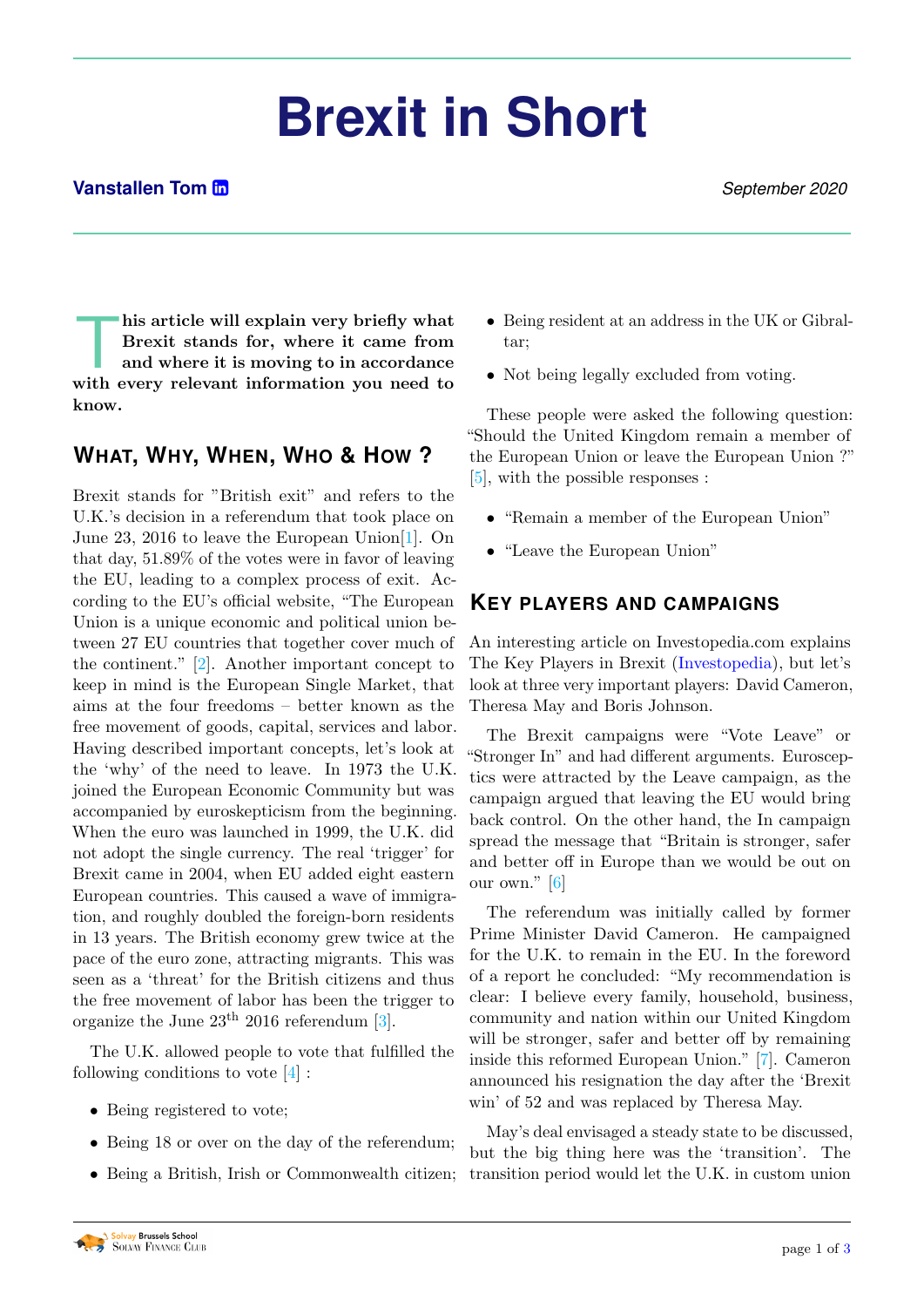# Brexit in Short

**Vanstallen Tom** *September 2020*

**This article will explain very briefly what Brexit stands for, where it came from and where it is moving to in accordance with every relevant information you need to know.**

## What, Why, When, Who & How ?

Brexit stands for "British exit" and refers to the U.K.'s decision in a referendum that took place on June 23, 2016 to leave the European Union[1]. On that day, 51.89% of the votes were in favor of leaving the EU, leading to a complex process of exit. According to the EU's official website, "The European Union is a unique economic and political union between 27 EU countries that together cover much of the continent." [2]. Another important concept to keep in mind is the European Single Market, that aims at the four freedoms – better known as the free movement of goods, capital, services and labor. Having described important concepts, let's look at the 'why' of the need to leave. In 1973 the U.K. joined the European Economic Community but was accompanied by euroskepticism from the beginning. When the euro was launched in 1999, the U.K. did not adopt the single currency. The real 'trigger' for Brexit came in 2004, when EU added eight eastern European countries. This caused a wave of immigration, and roughly doubled the foreign-born residents in 13 years. The British economy grew twice at the pace of the euro zone, attracting migrants. This was seen as a 'threat' for the British citizens and thus the free movement of labor has been the trigger to organize the June 23th 2016 referendum [3].

The U.K. allowed people to vote that fulfilled the following conditions to vote [4] :

- Being registered to vote;
- Being 18 or over on the day of the referendum;
- Being a British, Irish or Commonwealth citizen;
- Being resident at an address in the UK or Gibraltar;
- Not being legally excluded from voting.

These people were asked the following question: "Should the United Kingdom remain a member of the European Union or leave the European Union ?" [5], with the possible responses :

- "Remain a member of the European Union"
- "Leave the European Union"

## Key players and campaigns

An interesting article on Investopedia.com explains The Key Players in Brexit (Investopedia), but let's look at three very important players: David Cameron, Theresa May and Boris Johnson.

The Brexit campaigns were "Vote Leave" or "Stronger In" and had different arguments. Eurosceptics were attracted by the Leave campaign, as the campaign argued that leaving the EU would bring back control. On the other hand, the In campaign spread the message that "Britain is stronger, safer and better off in Europe than we would be out on our own." [6]

The referendum was initially called by former Prime Minister David Cameron. He campaigned for the U.K. to remain in the EU. In the foreword of a report he concluded: "My recommendation is clear: I believe every family, household, business, community and nation within our United Kingdom will be stronger, safer and better off by remaining inside this reformed European Union." [7]. Cameron announced his resignation the day after the 'Brexit win' of 52 and was replaced by Theresa May.

May's deal envisaged a steady state to be discussed, but the big thing here was the 'transition'. The transition period would let the U.K. in custom union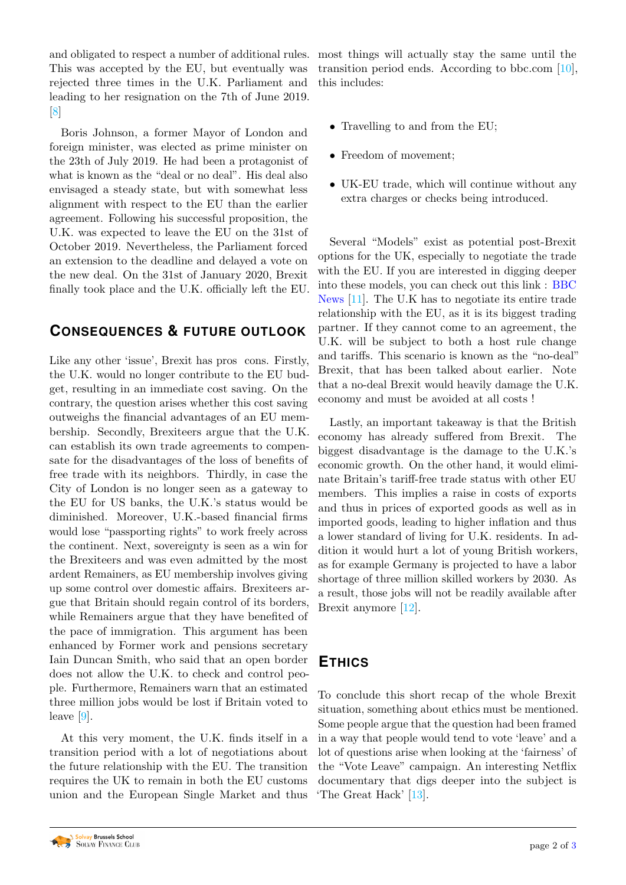and obligated to respect a number of additional rules. This was accepted by the EU, but eventually was rejected three times in the U.K. Parliament and leading to her resignation on the 7th of June 2019. [8]

Boris Johnson, a former Mayor of London and foreign minister, was elected as prime minister on the 23th of July 2019. He had been a protagonist of what is known as the "deal or no deal". His deal also envisaged a steady state, but with somewhat less alignment with respect to the EU than the earlier agreement. Following his successful proposition, the U.K. was expected to leave the EU on the 31st of October 2019. Nevertheless, the Parliament forced an extension to the deadline and delayed a vote on the new deal. On the 31st of January 2020, Brexit finally took place and the U.K. officially left the EU.

## Consequences & future outlook

Like any other 'issue', Brexit has pros  cons. Firstly, the U.K. would no longer contribute to the EU budget, resulting in an immediate cost saving. On the contrary, the question arises whether this cost saving outweighs the financial advantages of an EU membership. Secondly, Brexiteers argue that the U.K. can establish its own trade agreements to compensate for the disadvantages of the loss of benefits of free trade with its neighbors. Thirdly, in case the City of London is no longer seen as a gateway to the EU for US banks, the U.K.'s status would be diminished. Moreover, U.K.-based financial firms would lose "passporting rights" to work freely across the continent. Next, sovereignty is seen as a win for the Brexiteers and was even admitted by the most ardent Remainers, as EU membership involves giving up some control over domestic affairs. Brexiteers argue that Britain should regain control of its borders, while Remainers argue that they have benefited of the pace of immigration. This argument has been enhanced by Former work and pensions secretary Iain Duncan Smith, who said that an open border does not allow the U.K. to check and control people. Furthermore, Remainers warn that an estimated three million jobs would be lost if Britain voted to leave [9].

At this very moment, the U.K. finds itself in a transition period with a lot of negotiations about the future relationship with the EU. The transition requires the UK to remain in both the EU customs union and the European Single Market and thus most things will actually stay the same until the transition period ends. According to bbc.com [10], this includes:

- Travelling to and from the EU;
- Freedom of movement;
- UK-EU trade, which will continue without any extra charges or checks being introduced.

Several "Models" exist as potential post-Brexit options for the UK, especially to negotiate the trade with the EU. If you are interested in digging deeper into these models, you can check out this link : BBC News [11]. The U.K has to negotiate its entire trade relationship with the EU, as it is its biggest trading partner. If they cannot come to an agreement, the U.K. will be subject to both a host rule change and tariffs. This scenario is known as the "no-deal" Brexit, that has been talked about earlier. Note that a no-deal Brexit would heavily damage the U.K. economy and must be avoided at all costs !

Lastly, an important takeaway is that the British economy has already suffered from Brexit. The biggest disadvantage is the damage to the U.K.'s economic growth. On the other hand, it would eliminate Britain's tariff-free trade status with other EU members. This implies a raise in costs of exports and thus in prices of exported goods as well as in imported goods, leading to higher inflation and thus a lower standard of living for U.K. residents. In addition it would hurt a lot of young British workers, as for example Germany is projected to have a labor shortage of three million skilled workers by 2030. As a result, those jobs will not be readily available after Brexit anymore [12].

## Ethics

To conclude this short recap of the whole Brexit situation, something about ethics must be mentioned. Some people argue that the question had been framed in a way that people would tend to vote 'leave' and a lot of questions arise when looking at the 'fairness' of the "Vote Leave" campaign. An interesting Netflix documentary that digs deeper into the subject is 'The Great Hack' [13].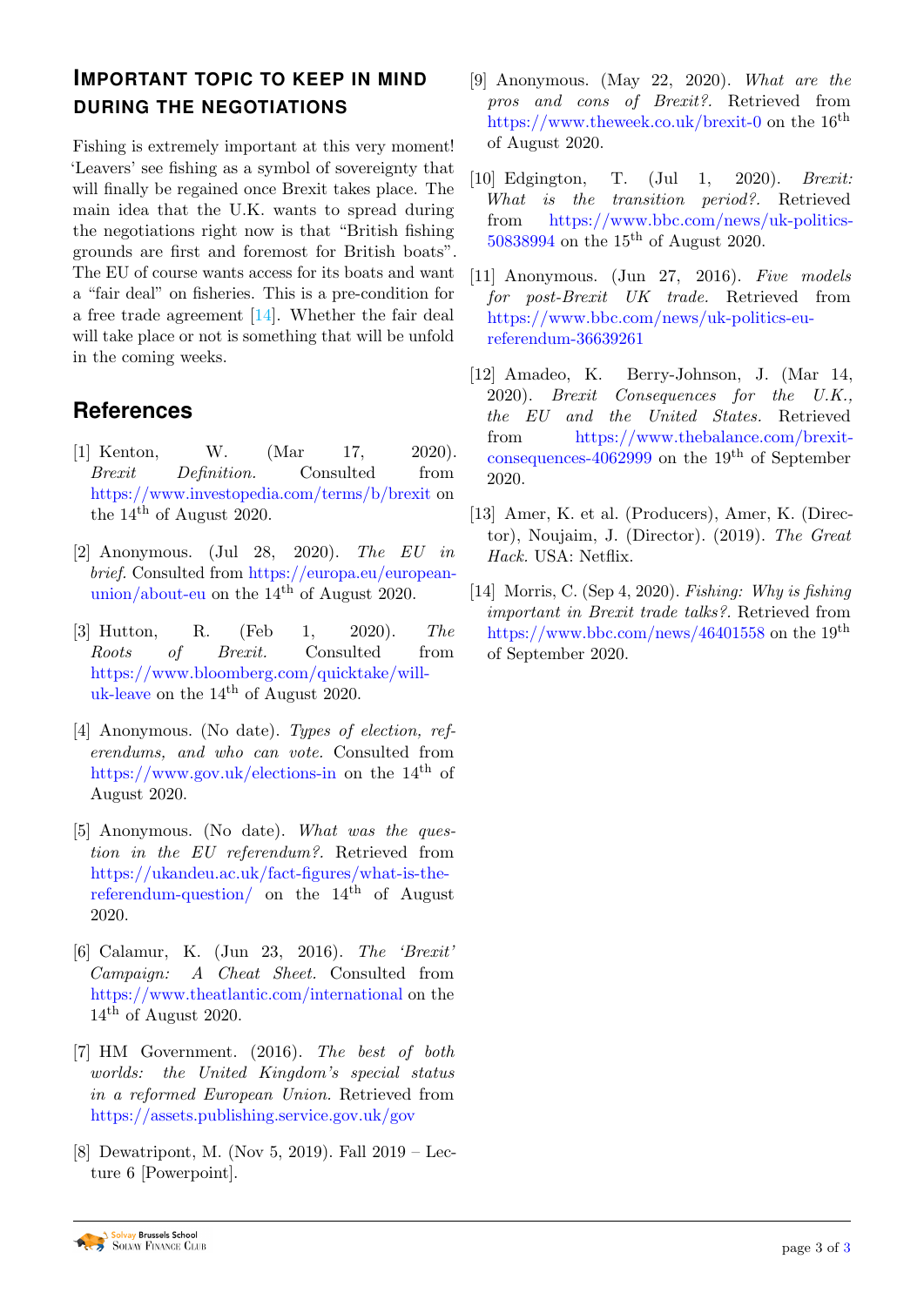## IMPORTANT TOPIC TO KEEP IN MIND DURING THE NEGOTIATIONS

Fishing is extremely important at this very moment! 'Leavers' see fishing as a symbol of sovereignty that will finally be regained once Brexit takes place. The main idea that the U.K. wants to spread during the negotiations right now is that "British fishing grounds are first and foremost for British boats". The EU of course wants access for its boats and want a "fair deal" on fisheries. This is a pre-condition for a free trade agreement [14]. Whether the fair deal will take place or not is something that will be unfold in the coming weeks.

## References

[1] Kenton, W. (Mar 17, 2020). *Brexit Definition.* Consulted from https://www.investopedia.com/terms/b/brexit on the 14th of August 2020.

[2] Anonymous. (Jul 28, 2020). *The EU in brief.* Consulted from https://europa.eu/european-union/about-eu on the 14th of August 2020.

[3] Hutton, R. (Feb 1, 2020). *The Roots of Brexit.* Consulted from https://www.bloomberg.com/quicktake/will-uk-leave on the 14th of August 2020.

[4] Anonymous. (No date). *Types of election, referendums, and who can vote.* Consulted from https://www.gov.uk/elections-in on the 14th of August 2020.

[5] Anonymous. (No date). *What was the question in the EU referendum?.* Retrieved from https://ukandeu.ac.uk/fact-figures/what-is-the-referendum-question/ on the 14th of August 2020.

[6] Calamur, K. (Jun 23, 2016). *The 'Brexit' Campaign: A Cheat Sheet.* Consulted from https://www.theatlantic.com/international on the 14th of August 2020.

[7] HM Government. (2016). *The best of both worlds: the United Kingdom's special status in a reformed European Union.* Retrieved from https://assets.publishing.service.gov.uk/gov

[8] Dewatripont, M. (Nov 5, 2019). Fall 2019 – Lecture 6 [Powerpoint].

[9] Anonymous. (May 22, 2020). *What are the pros and cons of Brexit?.* Retrieved from https://www.theweek.co.uk/brexit-0 on the 16th of August 2020.

[10] Edgington, T. (Jul 1, 2020). *Brexit: What is the transition period?.* Retrieved from https://www.bbc.com/news/uk-politics-50838994 on the 15th of August 2020.

[11] Anonymous. (Jun 27, 2016). *Five models for post-Brexit UK trade.* Retrieved from https://www.bbc.com/news/uk-politics-eu-referendum-36639261

[12] Amadeo, K. Berry-Johnson, J. (Mar 14, 2020). *Brexit Consequences for the U.K., the EU and the United States.* Retrieved from https://www.thebalance.com/brexit-consequences-4062999 on the 19th of September 2020.

[13] Amer, K. et al. (Producers), Amer, K. (Director), Noujaim, J. (Director). (2019). *The Great Hack.* USA: Netflix.

[14] Morris, C. (Sep 4, 2020). *Fishing: Why is fishing important in Brexit trade talks?.* Retrieved from https://www.bbc.com/news/46401558 on the 19th of September 2020.